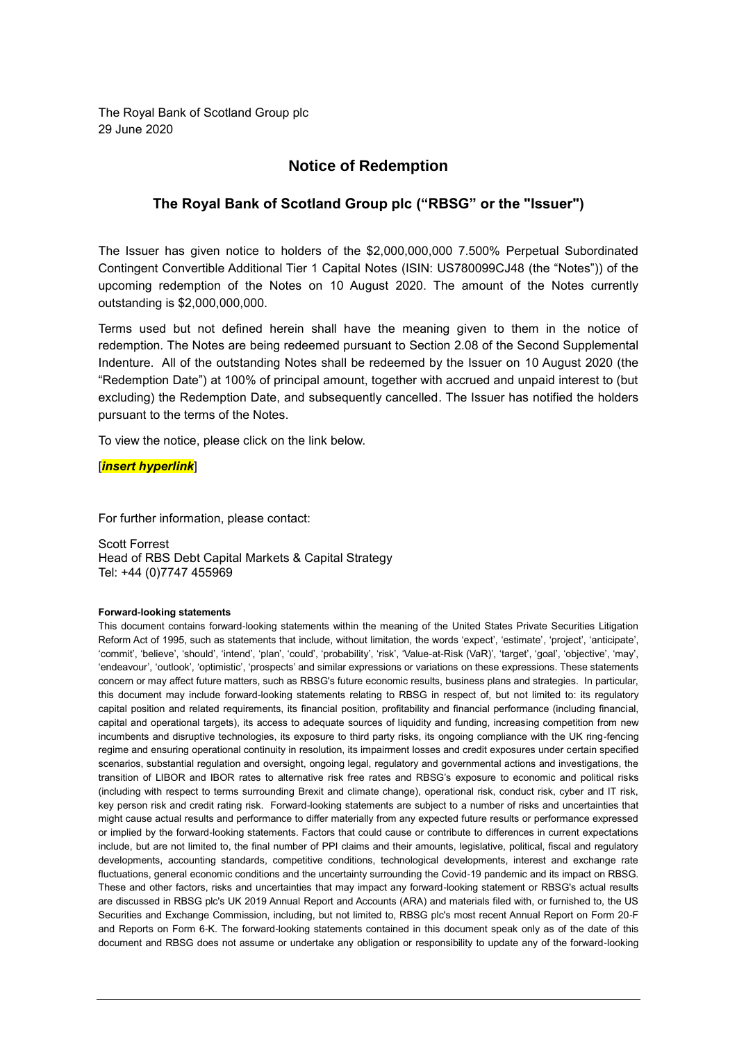The Royal Bank of Scotland Group plc
29 June 2020

## Notice of Redemption

### The Royal Bank of Scotland Group plc ("RBSG" or the "Issuer")

The Issuer has given notice to holders of the $2,000,000,000 7.500% Perpetual Subordinated Contingent Convertible Additional Tier 1 Capital Notes (ISIN: US780099CJ48 (the "Notes")) of the upcoming redemption of the Notes on 10 August 2020. The amount of the Notes currently outstanding is $2,000,000,000.

Terms used but not defined herein shall have the meaning given to them in the notice of redemption. The Notes are being redeemed pursuant to Section 2.08 of the Second Supplemental Indenture. All of the outstanding Notes shall be redeemed by the Issuer on 10 August 2020 (the "Redemption Date") at 100% of principal amount, together with accrued and unpaid interest to (but excluding) the Redemption Date, and subsequently cancelled. The Issuer has notified the holders pursuant to the terms of the Notes.

To view the notice, please click on the link below.

[***insert hyperlink***]

For further information, please contact:

Scott Forrest
Head of RBS Debt Capital Markets & Capital Strategy
Tel: +44 (0)7747 455969

**Forward-looking statements**

This document contains forward-looking statements within the meaning of the United States Private Securities Litigation Reform Act of 1995, such as statements that include, without limitation, the words 'expect', 'estimate', 'project', 'anticipate', 'commit', 'believe', 'should', 'intend', 'plan', 'could', 'probability', 'risk', 'Value-at-Risk (VaR)', 'target', 'goal', 'objective', 'may', 'endeavour', 'outlook', 'optimistic', 'prospects' and similar expressions or variations on these expressions. These statements concern or may affect future matters, such as RBSG's future economic results, business plans and strategies. In particular, this document may include forward-looking statements relating to RBSG in respect of, but not limited to: its regulatory capital position and related requirements, its financial position, profitability and financial performance (including financial, capital and operational targets), its access to adequate sources of liquidity and funding, increasing competition from new incumbents and disruptive technologies, its exposure to third party risks, its ongoing compliance with the UK ring-fencing regime and ensuring operational continuity in resolution, its impairment losses and credit exposures under certain specified scenarios, substantial regulation and oversight, ongoing legal, regulatory and governmental actions and investigations, the transition of LIBOR and IBOR rates to alternative risk free rates and RBSG's exposure to economic and political risks (including with respect to terms surrounding Brexit and climate change), operational risk, conduct risk, cyber and IT risk, key person risk and credit rating risk. Forward-looking statements are subject to a number of risks and uncertainties that might cause actual results and performance to differ materially from any expected future results or performance expressed or implied by the forward-looking statements. Factors that could cause or contribute to differences in current expectations include, but are not limited to, the final number of PPI claims and their amounts, legislative, political, fiscal and regulatory developments, accounting standards, competitive conditions, technological developments, interest and exchange rate fluctuations, general economic conditions and the uncertainty surrounding the Covid-19 pandemic and its impact on RBSG. These and other factors, risks and uncertainties that may impact any forward-looking statement or RBSG's actual results are discussed in RBSG plc's UK 2019 Annual Report and Accounts (ARA) and materials filed with, or furnished to, the US Securities and Exchange Commission, including, but not limited to, RBSG plc's most recent Annual Report on Form 20-F and Reports on Form 6-K. The forward-looking statements contained in this document speak only as of the date of this document and RBSG does not assume or undertake any obligation or responsibility to update any of the forward-looking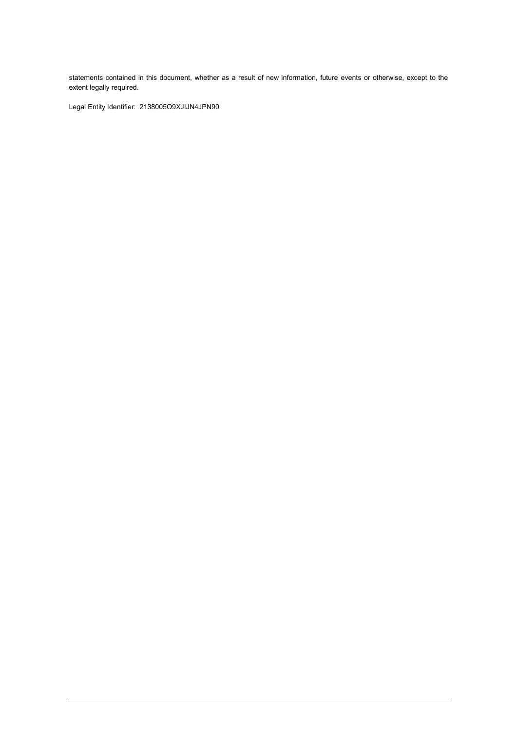statements contained in this document, whether as a result of new information, future events or otherwise, except to the extent legally required.

Legal Entity Identifier: 2138005O9XJIJN4JPN90